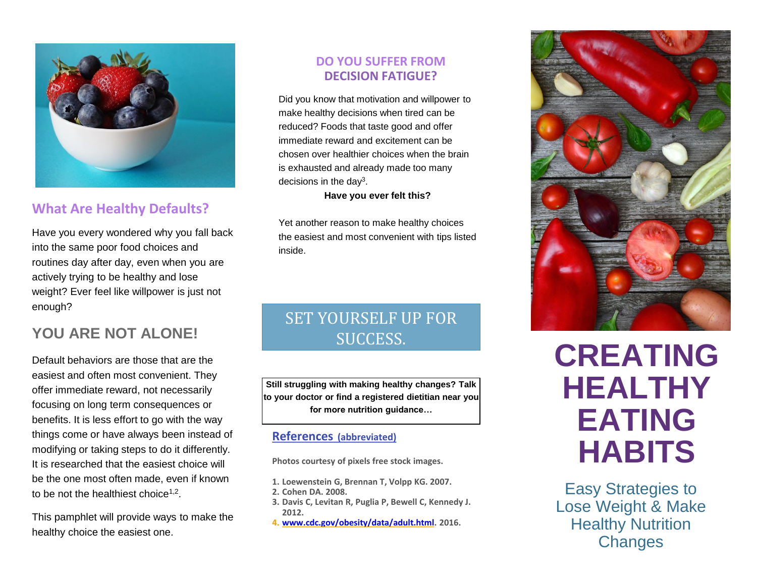## What Are Healthy Defaults?

Have you every wondered why you fall back into the same poor food choices and routines day after day, even when you are actively trying to be healthy and lose weight? Ever feel like willpower is just not enough?

## YOU ARE NOT ALONE!

Default behaviors are those that are the easiest and often most convenient. They offer immediate reward, not necessarily focusing on long term consequences or benefits. It is less effort to go with the way things come or have always been instead of modifying or taking steps to do it differently. It is researched that the easiest choice will be the one most often made, even if known to be not the healthiest choice[1,2].

This pamphlet will provide ways to make the healthy choice the easiest one.

## DO YOU SUFFER FROM DECISION FATIGUE?

Did you know that motivation and willpower to make healthy decisions when tired can be reduced? Foods that taste good and offer immediate reward and excitement can be chosen over healthier choices when the brain is exhausted and already made too many decisions in the day[3].

**Have you ever felt this?**

Yet another reason to make healthy choices the easiest and most convenient with tips listed inside.

## SET YOURSELF UP FOR SUCCESS.

**Still struggling with making healthy changes? Talk to your doctor or find a registered dietitian near you for more nutrition guidance…**

### References (abbreviated)

Photos courtesy of pixels free stock images.

1. Loewenstein G, Brennan T, Volpp KG. 2007.
2. Cohen DA. 2008.
3. Davis C, Levitan R, Puglia P, Bewell C, Kennedy J. 2012.
4. www.cdc.gov/obesity/data/adult.html. 2016.

# CREATING HEALTHY EATING HABITS

Easy Strategies to Lose Weight & Make Healthy Nutrition Changes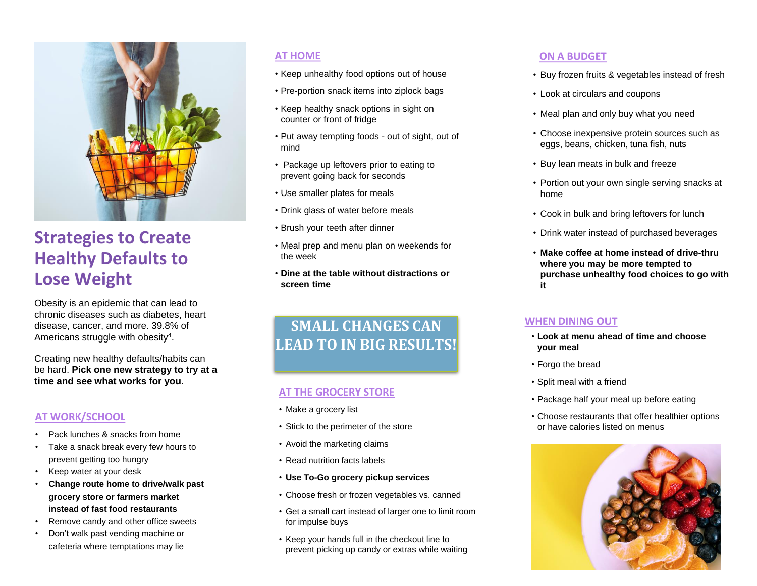# Strategies to Create Healthy Defaults to Lose Weight

Obesity is an epidemic that can lead to chronic diseases such as diabetes, heart disease, cancer, and more. 39.8% of Americans struggle with obesity[4].

Creating new healthy defaults/habits can be hard. **Pick one new strategy to try at a time and see what works for you.**

## AT WORK/SCHOOL

- Pack lunches & snacks from home
- Take a snack break every few hours to prevent getting too hungry
- Keep water at your desk
- **Change route home to drive/walk past grocery store or farmers market instead of fast food restaurants**
- Remove candy and other office sweets
- Don't walk past vending machine or cafeteria where temptations may lie

## AT HOME

- Keep unhealthy food options out of house
- Pre-portion snack items into ziplock bags
- Keep healthy snack options in sight on counter or front of fridge
- Put away tempting foods - out of sight, out of mind
- Package up leftovers prior to eating to prevent going back for seconds
- Use smaller plates for meals
- Drink glass of water before meals
- Brush your teeth after dinner
- Meal prep and menu plan on weekends for the week
- **Dine at the table without distractions or screen time**

**SMALL CHANGES CAN LEAD TO IN BIG RESULTS!**

## AT THE GROCERY STORE

- Make a grocery list
- Stick to the perimeter of the store
- Avoid the marketing claims
- Read nutrition facts labels
- **Use To-Go grocery pickup services**
- Choose fresh or frozen vegetables vs. canned
- Get a small cart instead of larger one to limit room for impulse buys
- Keep your hands full in the checkout line to prevent picking up candy or extras while waiting

## ON A BUDGET

- Buy frozen fruits & vegetables instead of fresh
- Look at circulars and coupons
- Meal plan and only buy what you need
- Choose inexpensive protein sources such as eggs, beans, chicken, tuna fish, nuts
- Buy lean meats in bulk and freeze
- Portion out your own single serving snacks at home
- Cook in bulk and bring leftovers for lunch
- Drink water instead of purchased beverages
- **Make coffee at home instead of drive-thru where you may be more tempted to purchase unhealthy food choices to go with it**

## WHEN DINING OUT

- **Look at menu ahead of time and choose your meal**
- Forgo the bread
- Split meal with a friend
- Package half your meal up before eating
- Choose restaurants that offer healthier options or have calories listed on menus